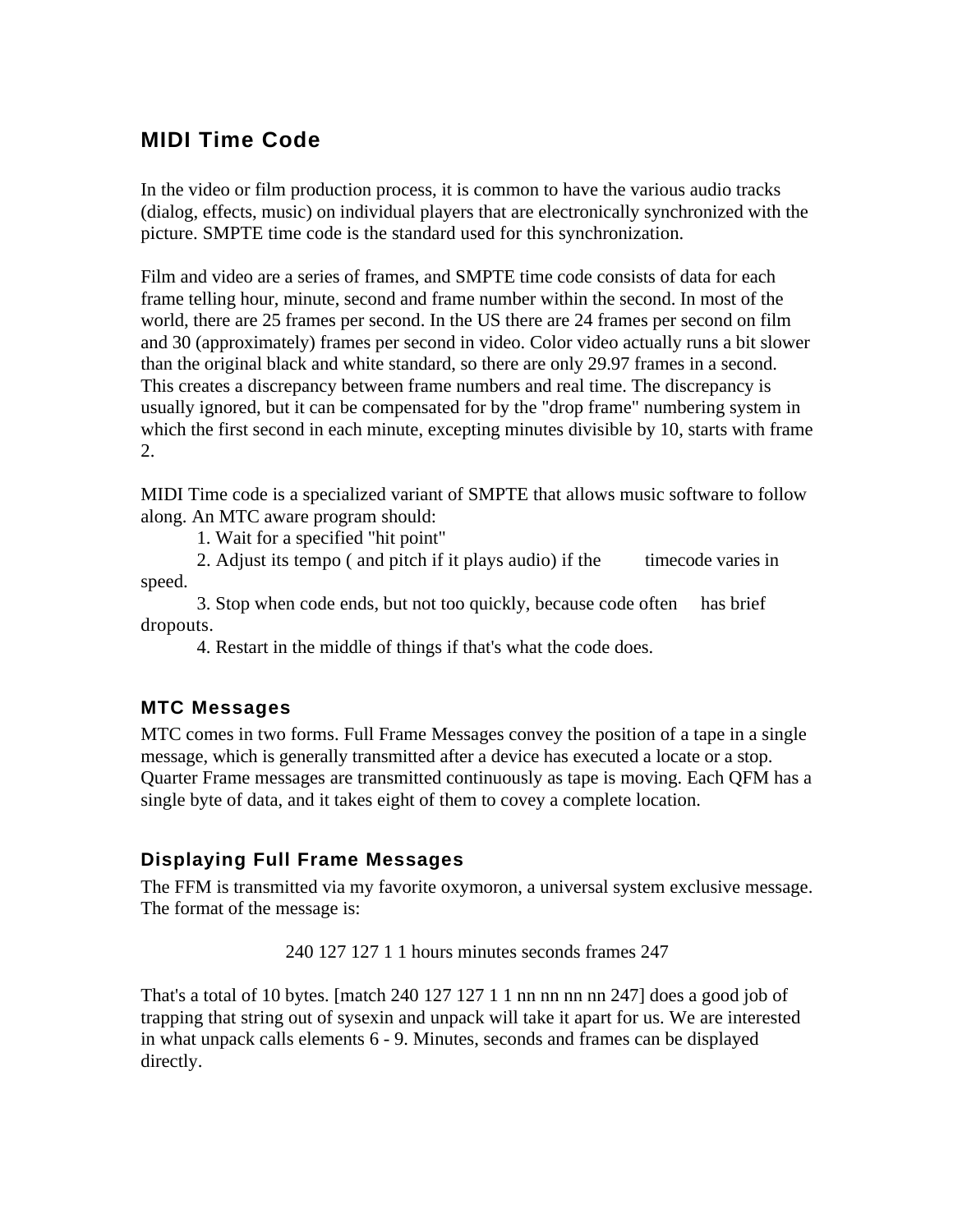# MIDI Time Code

In the video or film production process, it is common to have the various audio tracks (dialog, effects, music) on individual players that are electronically synchronized with the picture. SMPTE time code is the standard used for this synchronization.

Film and video are a series of frames, and SMPTE time code consists of data for each frame telling hour, minute, second and frame number within the second. In most of the world, there are 25 frames per second. In the US there are 24 frames per second on film and 30 (approximately) frames per second in video. Color video actually runs a bit slower than the original black and white standard, so there are only 29.97 frames in a second. This creates a discrepancy between frame numbers and real time. The discrepancy is usually ignored, but it can be compensated for by the "drop frame" numbering system in which the first second in each minute, excepting minutes divisible by 10, starts with frame 2.

MIDI Time code is a specialized variant of SMPTE that allows music software to follow along. An MTC aware program should:

1. Wait for a specified "hit point"
2. Adjust its tempo ( and pitch if it plays audio) if the timecode varies in speed.
3. Stop when code ends, but not too quickly, because code often has brief dropouts.
4. Restart in the middle of things if that's what the code does.

## MTC Messages

MTC comes in two forms. Full Frame Messages convey the position of a tape in a single message, which is generally transmitted after a device has executed a locate or a stop. Quarter Frame messages are transmitted continuously as tape is moving. Each QFM has a single byte of data, and it takes eight of them to covey a complete location.

## Displaying Full Frame Messages

The FFM is transmitted via my favorite oxymoron, a universal system exclusive message. The format of the message is:

240 127 127 1 1 hours minutes seconds frames 247

That's a total of 10 bytes. [match 240 127 127 1 1 nn nn nn nn 247] does a good job of trapping that string out of sysexin and unpack will take it apart for us. We are interested in what unpack calls elements 6 - 9. Minutes, seconds and frames can be displayed directly.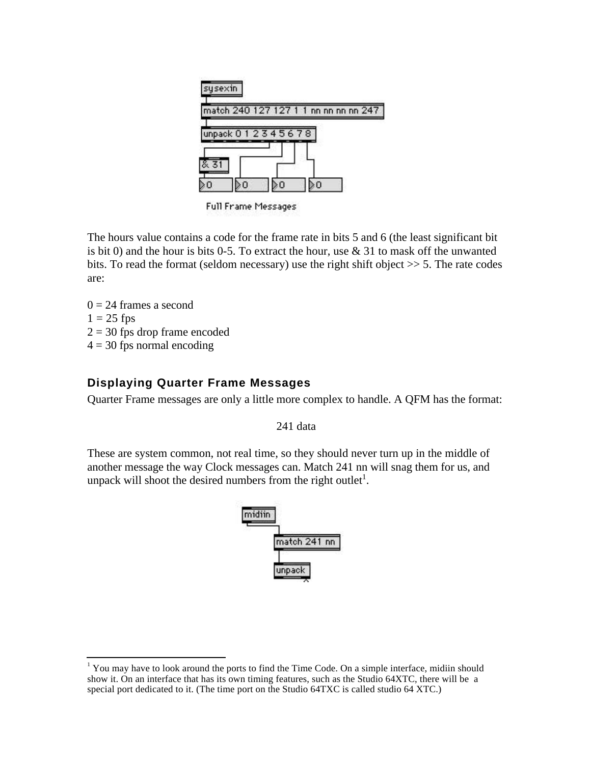```
sysexin
match 240 127 127 1 1 nn nn nn nn 247
unpack 0 1 2 3 4 5 6 7 8
& 31
```

Full Frame Messages

The hours value contains a code for the frame rate in bits 5 and 6 (the least significant bit is bit 0) and the hour is bits 0-5. To extract the hour, use & 31 to mask off the unwanted bits. To read the format (seldom necessary) use the right shift object >> 5. The rate codes are:

0 = 24 frames a second
1 = 25 fps
2 = 30 fps drop frame encoded
4 = 30 fps normal encoding

### Displaying Quarter Frame Messages

Quarter Frame messages are only a little more complex to handle. A QFM has the format:

241 data

These are system common, not real time, so they should never turn up in the middle of another message the way Clock messages can. Match 241 nn will snag them for us, and unpack will shoot the desired numbers from the right outlet[1].

```
midiin
match 241 nn
unpack
```

[1] You may have to look around the ports to find the Time Code. On a simple interface, midiin should show it. On an interface that has its own timing features, such as the Studio 64XTC, there will be a special port dedicated to it. (The time port on the Studio 64TXC is called studio 64 XTC.)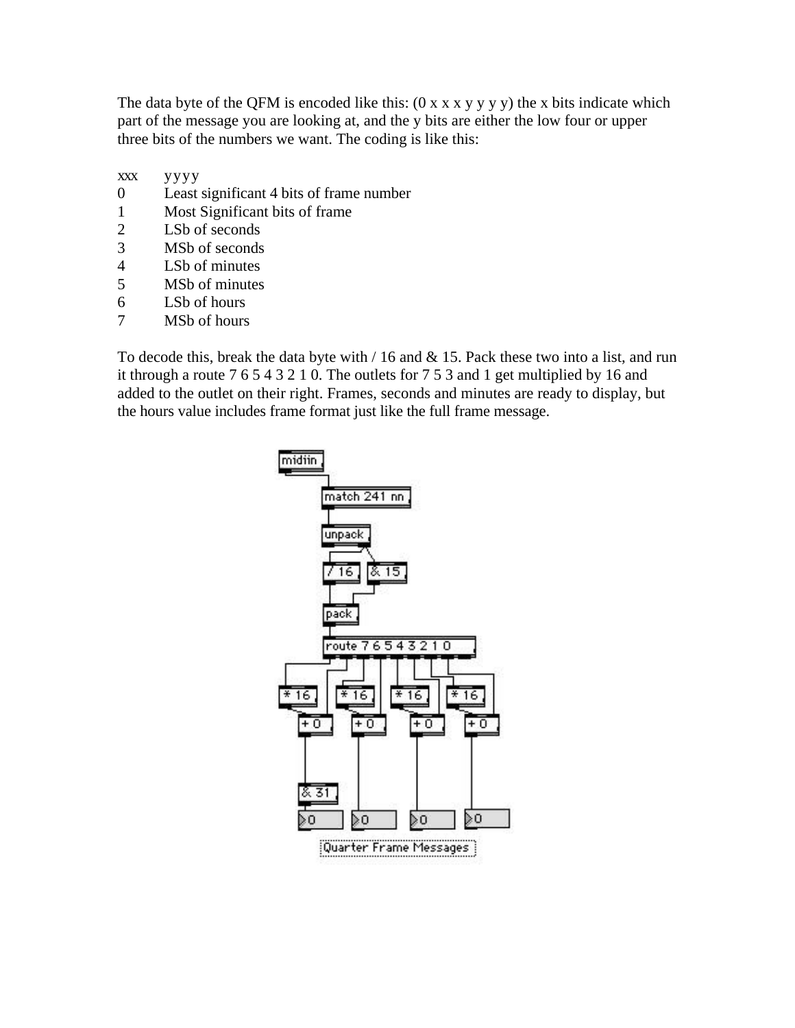The data byte of the QFM is encoded like this: (0 x x x y y y y) the x bits indicate which part of the message you are looking at, and the y bits are either the low four or upper three bits of the numbers we want. The coding is like this:

| xxx | yyyy |
|---|---|
| 0 | Least significant 4 bits of frame number |
| 1 | Most Significant bits of frame |
| 2 | LSb of seconds |
| 3 | MSb of seconds |
| 4 | LSb of minutes |
| 5 | MSb of minutes |
| 6 | LSb of hours |
| 7 | MSb of hours |

To decode this, break the data byte with / 16 and & 15. Pack these two into a list, and run it through a route 7 6 5 4 3 2 1 0. The outlets for 7 5 3 and 1 get multiplied by 16 and added to the outlet on their right. Frames, seconds and minutes are ready to display, but the hours value includes frame format just like the full frame message.

Quarter Frame Messages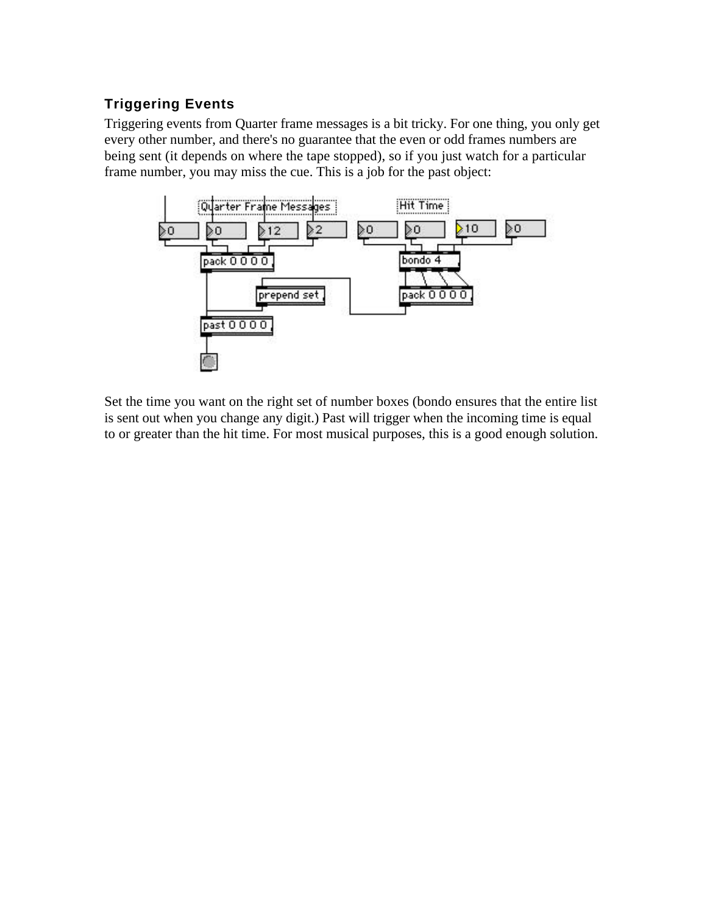### Triggering Events

Triggering events from Quarter frame messages is a bit tricky. For one thing, you only get every other number, and there's no guarantee that the even or odd frames numbers are being sent (it depends on where the tape stopped), so if you just watch for a particular frame number, you may miss the cue. This is a job for the past object:

Set the time you want on the right set of number boxes (bondo ensures that the entire list is sent out when you change any digit.) Past will trigger when the incoming time is equal to or greater than the hit time. For most musical purposes, this is a good enough solution.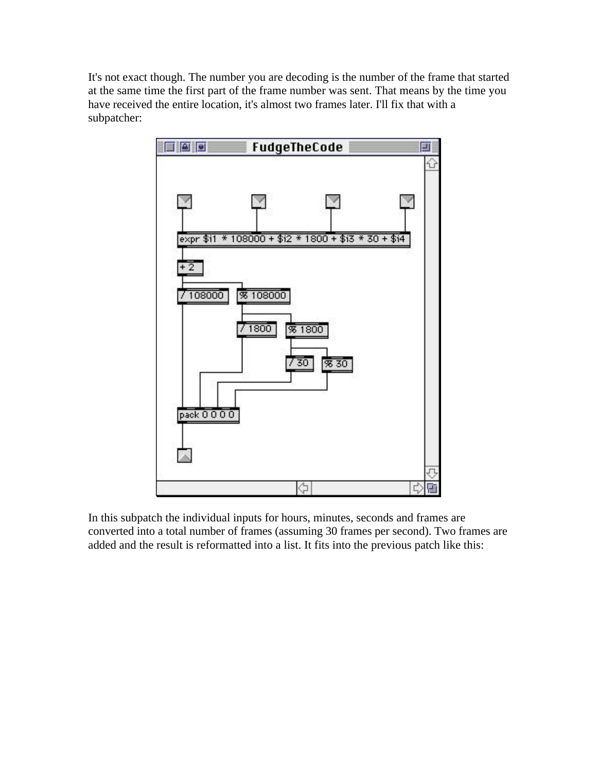It's not exact though. The number you are decoding is the number of the frame that started at the same time the first part of the frame number was sent. That means by the time you have received the entire location, it's almost two frames later. I'll fix that with a subpatcher:

In this subpatch the individual inputs for hours, minutes, seconds and frames are converted into a total number of frames (assuming 30 frames per second). Two frames are added and the result is reformatted into a list. It fits into the previous patch like this: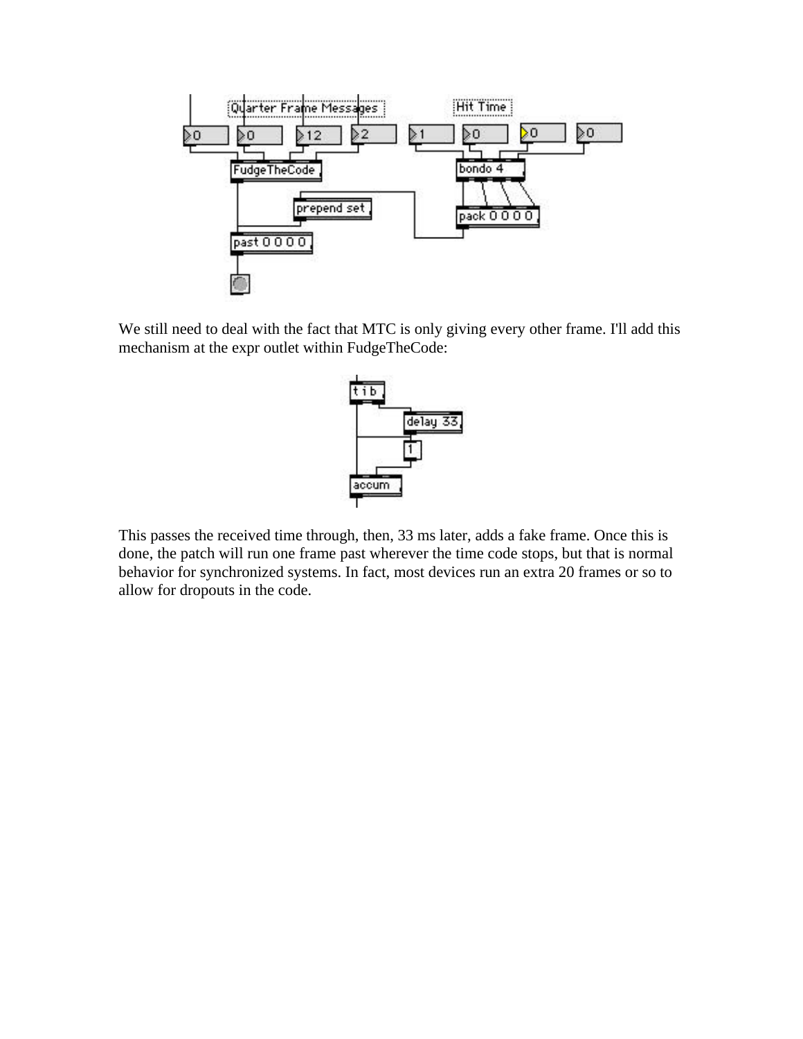We still need to deal with the fact that MTC is only giving every other frame. I'll add this mechanism at the expr outlet within FudgeTheCode:

This passes the received time through, then, 33 ms later, adds a fake frame. Once this is done, the patch will run one frame past wherever the time code stops, but that is normal behavior for synchronized systems. In fact, most devices run an extra 20 frames or so to allow for dropouts in the code.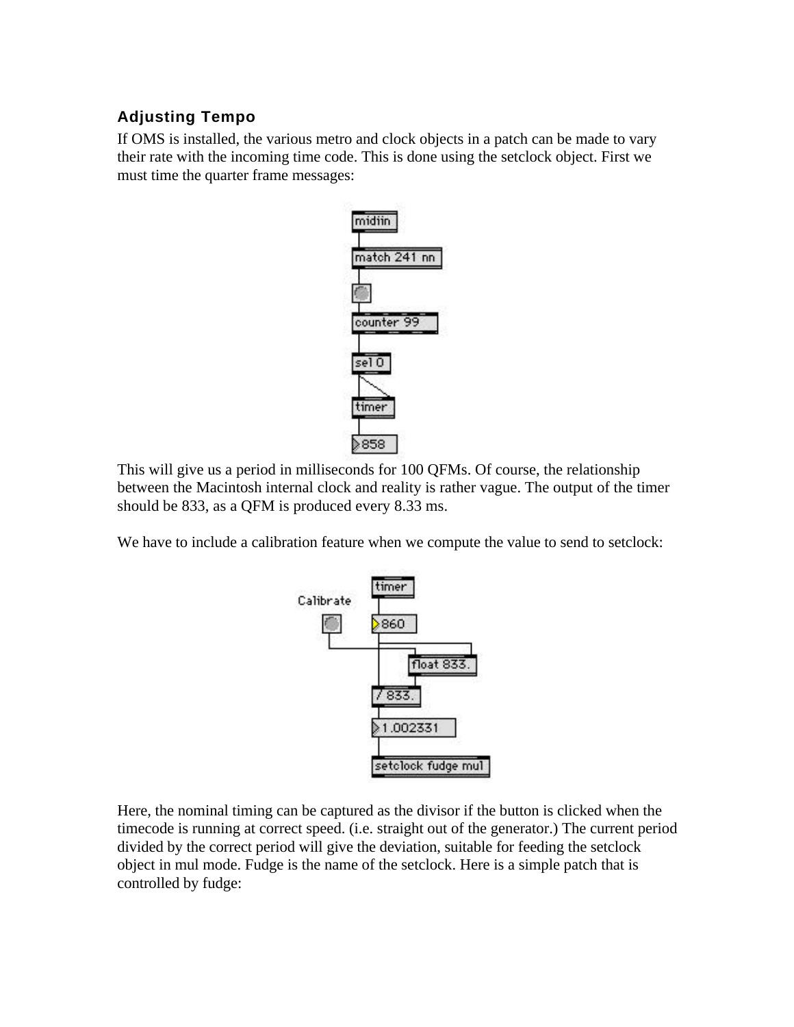### Adjusting Tempo

If OMS is installed, the various metro and clock objects in a patch can be made to vary their rate with the incoming time code. This is done using the setclock object. First we must time the quarter frame messages:

This will give us a period in milliseconds for 100 QFMs. Of course, the relationship between the Macintosh internal clock and reality is rather vague. The output of the timer should be 833, as a QFM is produced every 8.33 ms.

We have to include a calibration feature when we compute the value to send to setclock:

Here, the nominal timing can be captured as the divisor if the button is clicked when the timecode is running at correct speed. (i.e. straight out of the generator.) The current period divided by the correct period will give the deviation, suitable for feeding the setclock object in mul mode. Fudge is the name of the setclock. Here is a simple patch that is controlled by fudge: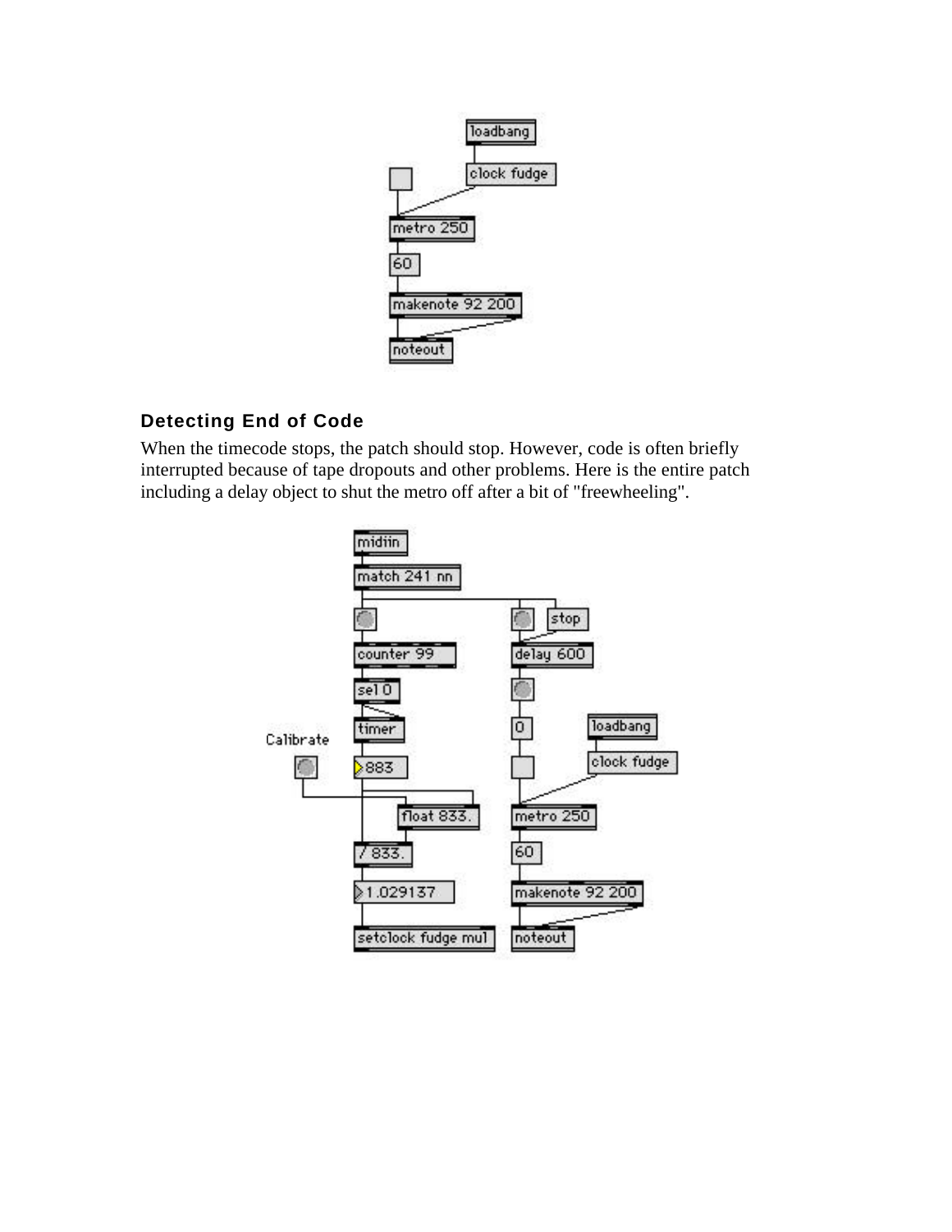## Detecting End of Code

When the timecode stops, the patch should stop. However, code is often briefly interrupted because of tape dropouts and other problems. Here is the entire patch including a delay object to shut the metro off after a bit of "freewheeling".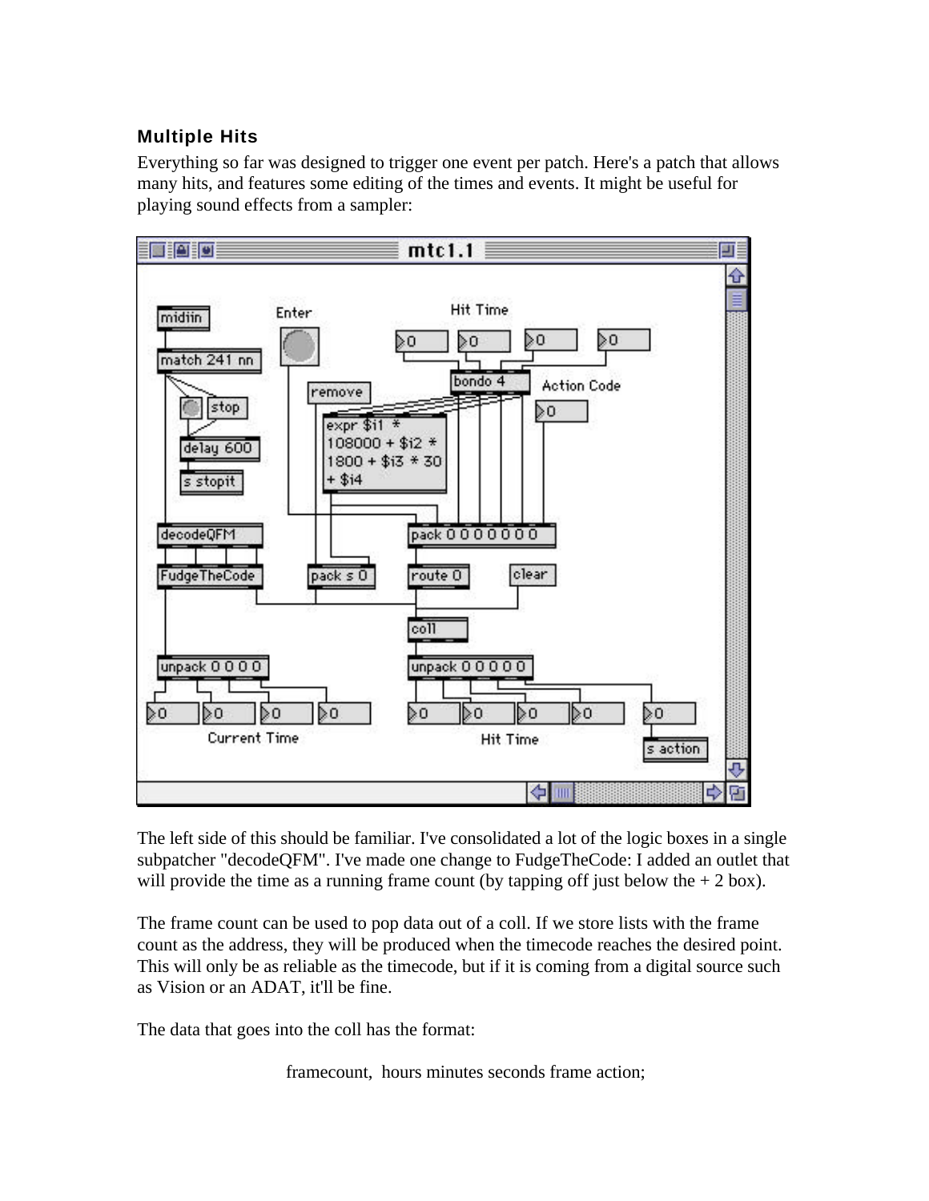### Multiple Hits

Everything so far was designed to trigger one event per patch. Here's a patch that allows many hits, and features some editing of the times and events. It might be useful for playing sound effects from a sampler:

The left side of this should be familiar. I've consolidated a lot of the logic boxes in a single subpatcher "decodeQFM". I've made one change to FudgeTheCode: I added an outlet that will provide the time as a running frame count (by tapping off just below the + 2 box).

The frame count can be used to pop data out of a coll. If we store lists with the frame count as the address, they will be produced when the timecode reaches the desired point. This will only be as reliable as the timecode, but if it is coming from a digital source such as Vision or an ADAT, it'll be fine.

The data that goes into the coll has the format:

framecount, hours minutes seconds frame action;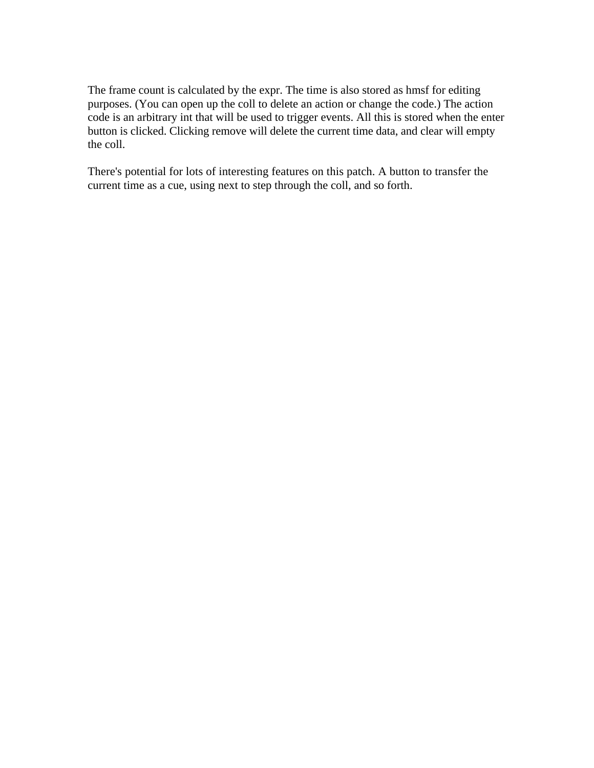The frame count is calculated by the expr. The time is also stored as hmsf for editing purposes. (You can open up the coll to delete an action or change the code.) The action code is an arbitrary int that will be used to trigger events. All this is stored when the enter button is clicked. Clicking remove will delete the current time data, and clear will empty the coll.

There's potential for lots of interesting features on this patch. A button to transfer the current time as a cue, using next to step through the coll, and so forth.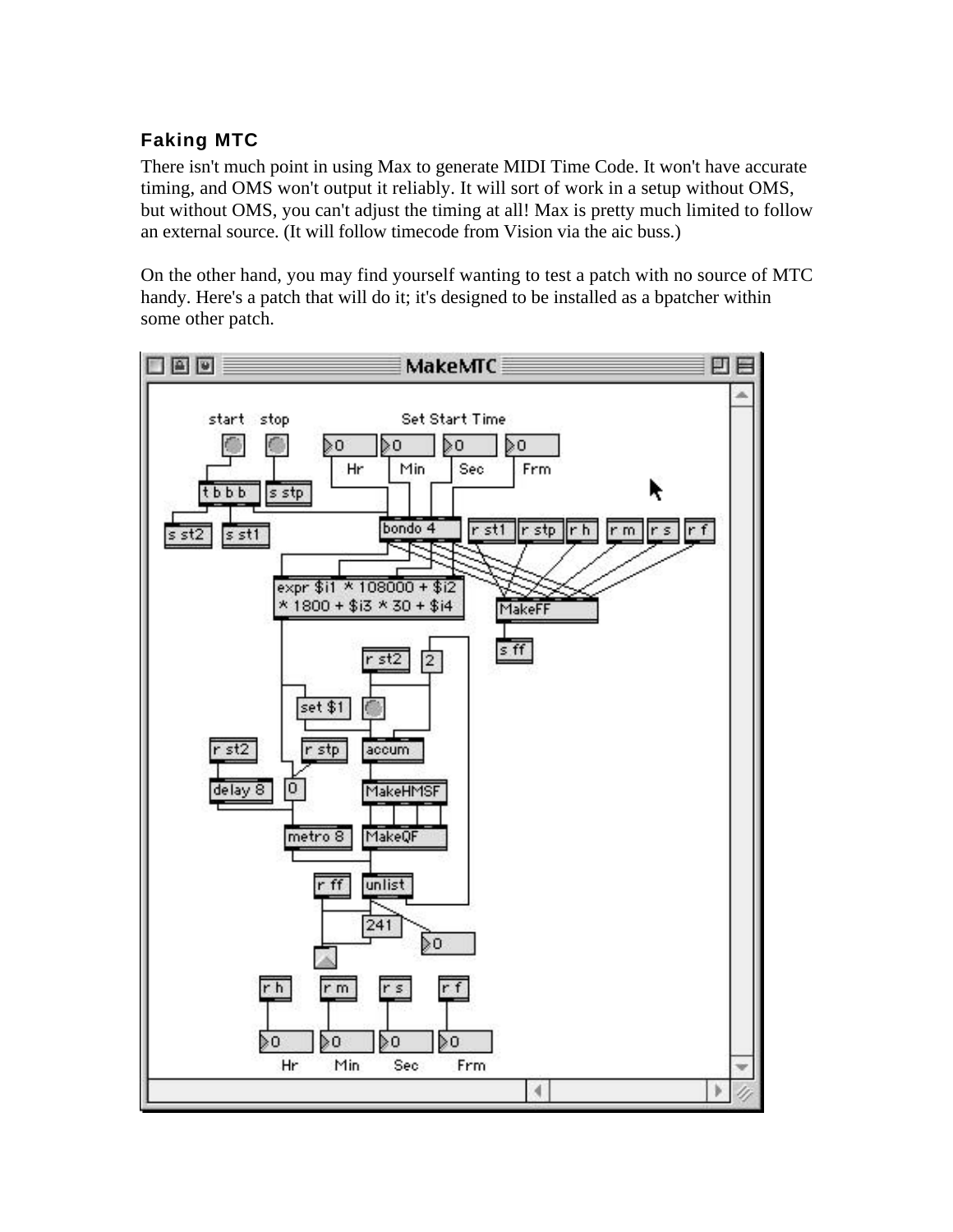### Faking MTC

There isn't much point in using Max to generate MIDI Time Code. It won't have accurate timing, and OMS won't output it reliably. It will sort of work in a setup without OMS, but without OMS, you can't adjust the timing at all! Max is pretty much limited to follow an external source. (It will follow timecode from Vision via the aic buss.)

On the other hand, you may find yourself wanting to test a patch with no source of MTC handy. Here's a patch that will do it; it's designed to be installed as a bpatcher within some other patch.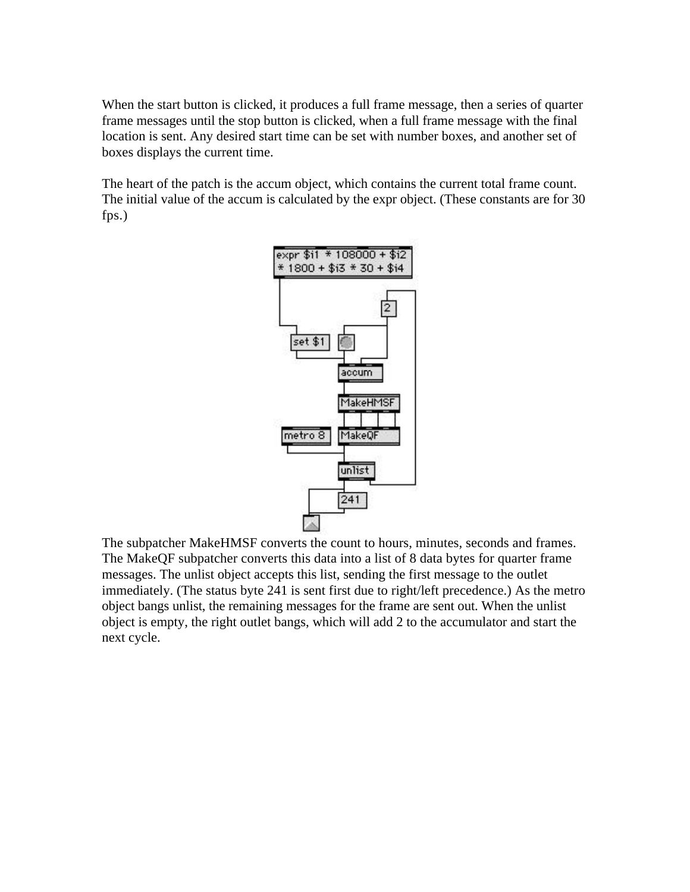When the start button is clicked, it produces a full frame message, then a series of quarter frame messages until the stop button is clicked, when a full frame message with the final location is sent. Any desired start time can be set with number boxes, and another set of boxes displays the current time.

The heart of the patch is the accum object, which contains the current total frame count. The initial value of the accum is calculated by the expr object. (These constants are for 30 fps.)

The subpatcher MakeHMSF converts the count to hours, minutes, seconds and frames. The MakeQF subpatcher converts this data into a list of 8 data bytes for quarter frame messages. The unlist object accepts this list, sending the first message to the outlet immediately. (The status byte 241 is sent first due to right/left precedence.) As the metro object bangs unlist, the remaining messages for the frame are sent out. When the unlist object is empty, the right outlet bangs, which will add 2 to the accumulator and start the next cycle.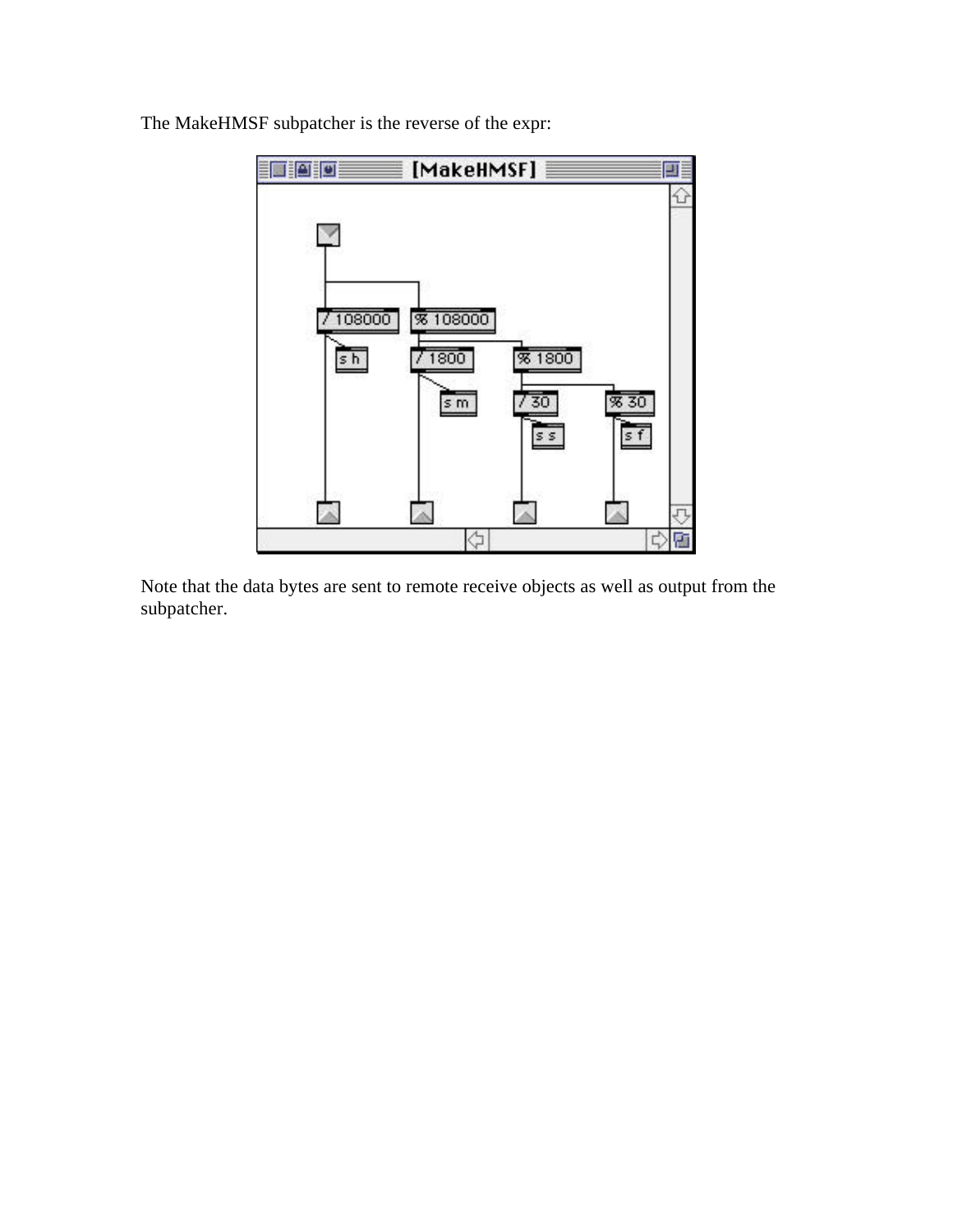The MakeHMSF subpatcher is the reverse of the expr:

Note that the data bytes are sent to remote receive objects as well as output from the subpatcher.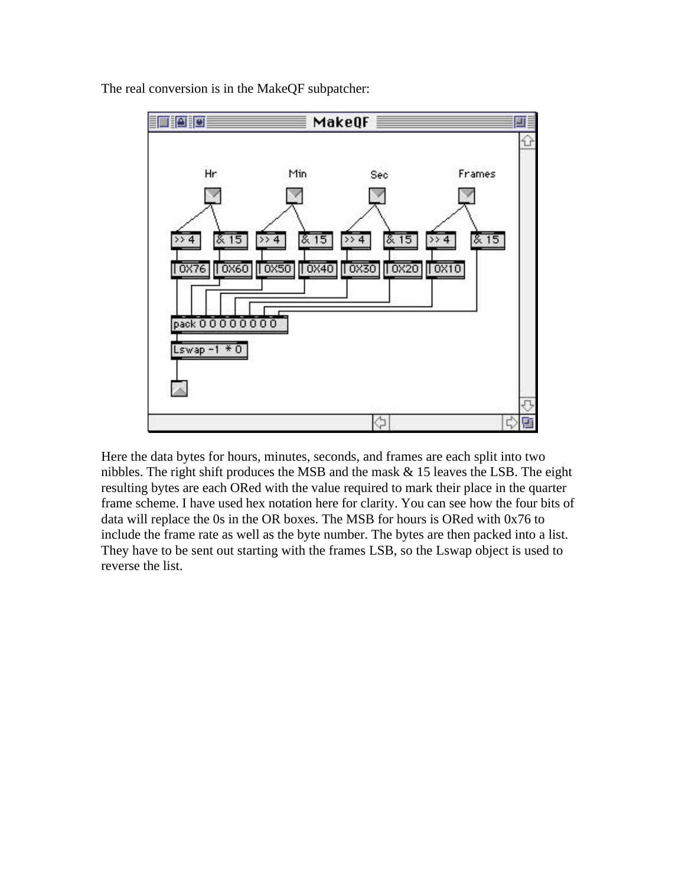The real conversion is in the MakeQF subpatcher:

Here the data bytes for hours, minutes, seconds, and frames are each split into two nibbles. The right shift produces the MSB and the mask & 15 leaves the LSB. The eight resulting bytes are each ORed with the value required to mark their place in the quarter frame scheme. I have used hex notation here for clarity. You can see how the four bits of data will replace the 0s in the OR boxes. The MSB for hours is ORed with 0x76 to include the frame rate as well as the byte number. The bytes are then packed into a list. They have to be sent out starting with the frames LSB, so the Lswap object is used to reverse the list.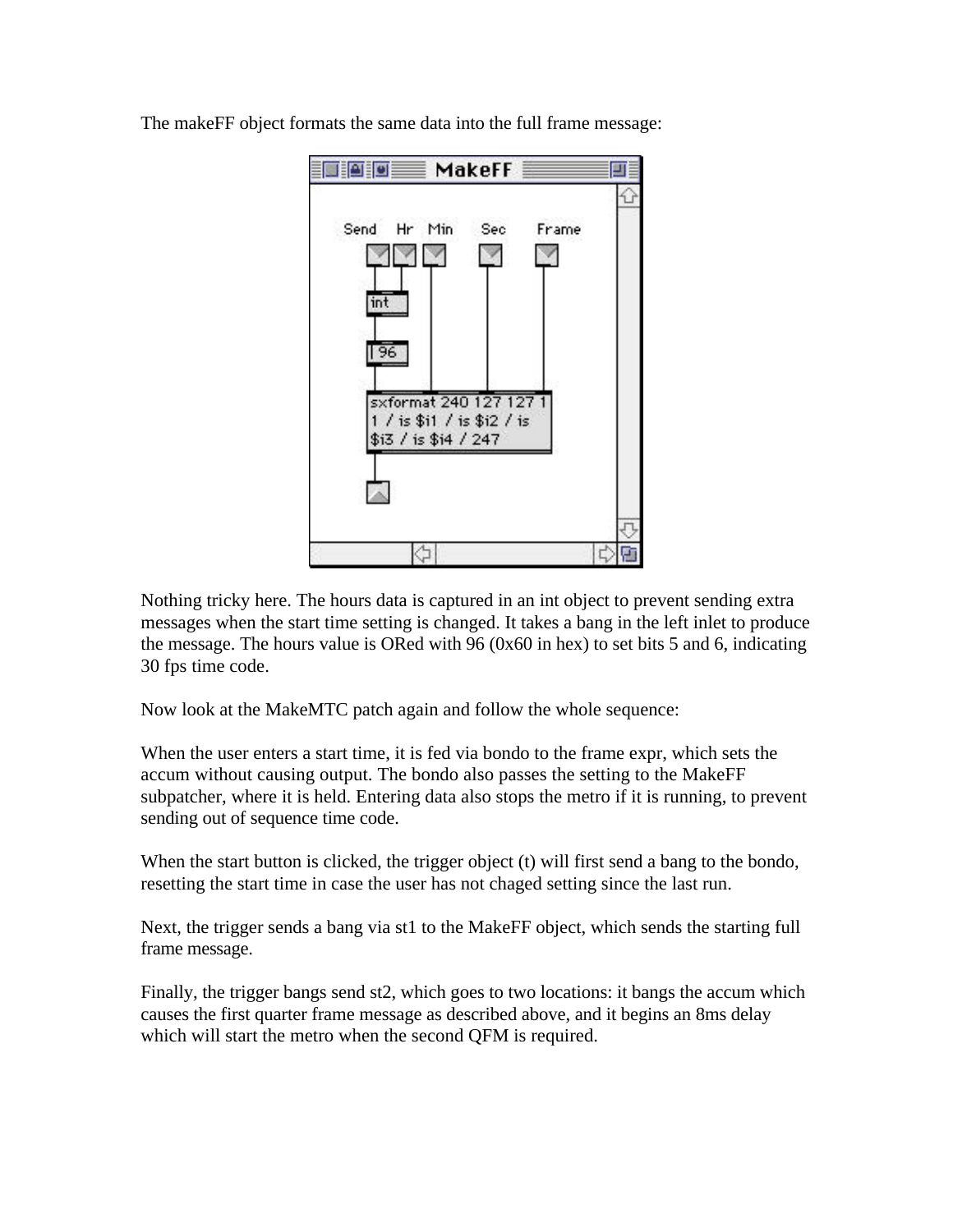The makeFF object formats the same data into the full frame message:

Nothing tricky here. The hours data is captured in an int object to prevent sending extra messages when the start time setting is changed. It takes a bang in the left inlet to produce the message. The hours value is ORed with 96 (0x60 in hex) to set bits 5 and 6, indicating 30 fps time code.

Now look at the MakeMTC patch again and follow the whole sequence:

When the user enters a start time, it is fed via bondo to the frame expr, which sets the accum without causing output. The bondo also passes the setting to the MakeFF subpatcher, where it is held. Entering data also stops the metro if it is running, to prevent sending out of sequence time code.

When the start button is clicked, the trigger object (t) will first send a bang to the bondo, resetting the start time in case the user has not chaged setting since the last run.

Next, the trigger sends a bang via st1 to the MakeFF object, which sends the starting full frame message.

Finally, the trigger bangs send st2, which goes to two locations: it bangs the accum which causes the first quarter frame message as described above, and it begins an 8ms delay which will start the metro when the second QFM is required.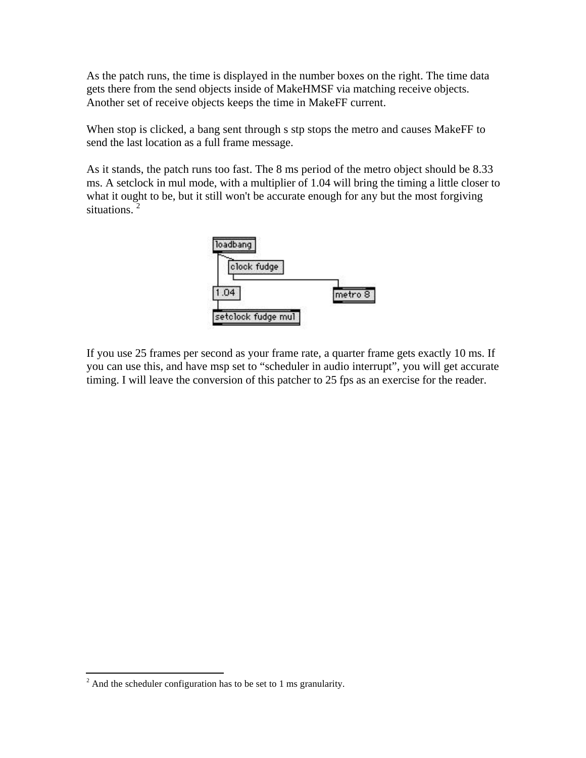As the patch runs, the time is displayed in the number boxes on the right. The time data gets there from the send objects inside of MakeHMSF via matching receive objects. Another set of receive objects keeps the time in MakeFF current.

When stop is clicked, a bang sent through s stp stops the metro and causes MakeFF to send the last location as a full frame message.

As it stands, the patch runs too fast. The 8 ms period of the metro object should be 8.33 ms. A setclock in mul mode, with a multiplier of 1.04 will bring the timing a little closer to what it ought to be, but it still won't be accurate enough for any but the most forgiving situations. [2]

loadbang

clock fudge

1.04

metro 8

setclock fudge mul

If you use 25 frames per second as your frame rate, a quarter frame gets exactly 10 ms. If you can use this, and have msp set to “scheduler in audio interrupt”, you will get accurate timing. I will leave the conversion of this patcher to 25 fps as an exercise for the reader.

---

[2] And the scheduler configuration has to be set to 1 ms granularity.